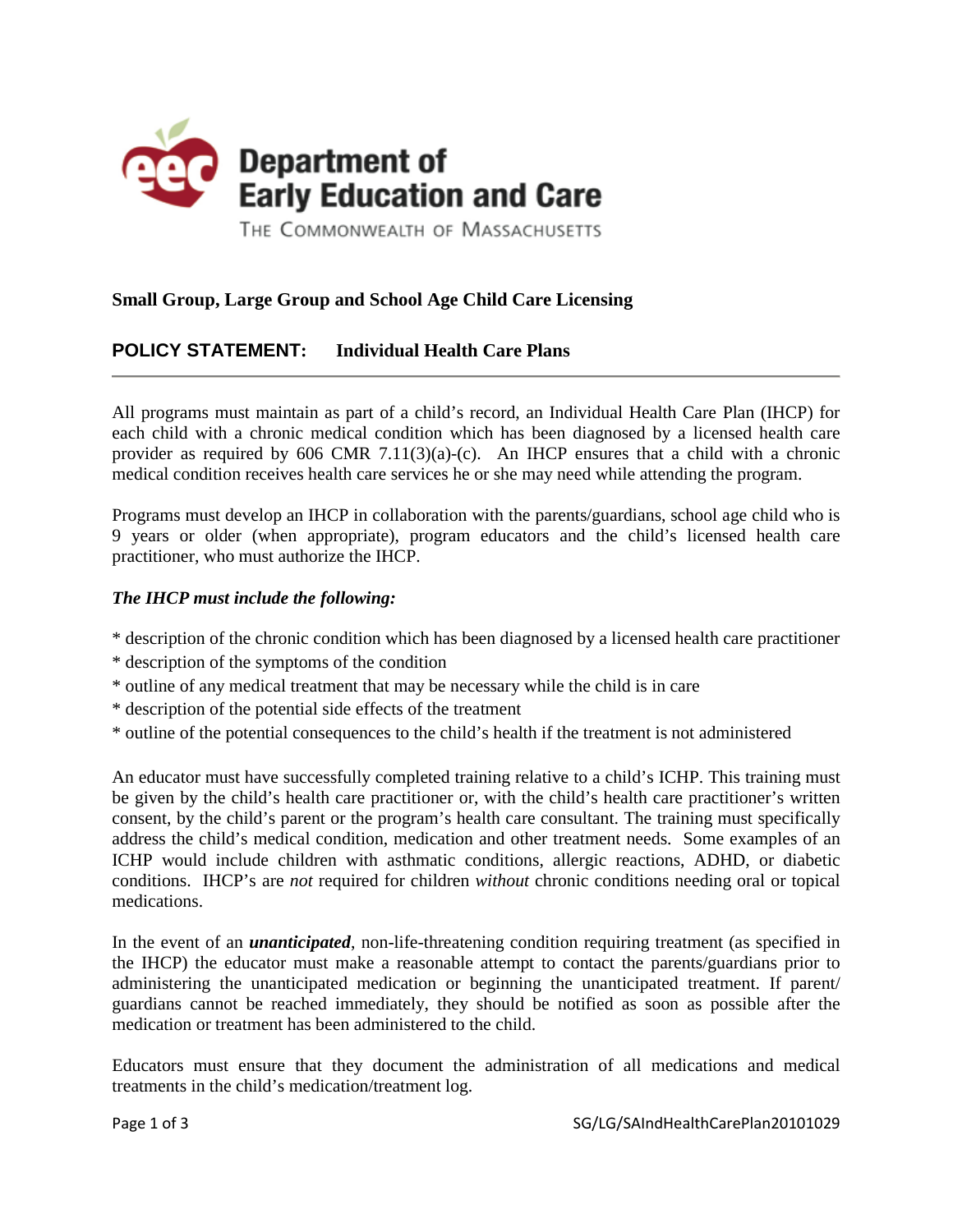# Department of Early Education and Care

The Commonwealth of Massachusetts

**Small Group, Large Group and School Age Child Care Licensing**

## POLICY STATEMENT: Individual Health Care Plans

---

All programs must maintain as part of a child's record, an Individual Health Care Plan (IHCP) for each child with a chronic medical condition which has been diagnosed by a licensed health care provider as required by 606 CMR 7.11(3)(a)-(c). An IHCP ensures that a child with a chronic medical condition receives health care services he or she may need while attending the program.

Programs must develop an IHCP in collaboration with the parents/guardians, school age child who is 9 years or older (when appropriate), program educators and the child's licensed health care practitioner, who must authorize the IHCP.

***The IHCP must include the following:***

* description of the chronic condition which has been diagnosed by a licensed health care practitioner
* description of the symptoms of the condition
* outline of any medical treatment that may be necessary while the child is in care
* description of the potential side effects of the treatment
* outline of the potential consequences to the child's health if the treatment is not administered

An educator must have successfully completed training relative to a child's ICHP. This training must be given by the child's health care practitioner or, with the child's health care practitioner's written consent, by the child's parent or the program's health care consultant. The training must specifically address the child's medical condition, medication and other treatment needs. Some examples of an ICHP would include children with asthmatic conditions, allergic reactions, ADHD, or diabetic conditions. IHCP's are *not* required for children *without* chronic conditions needing oral or topical medications.

In the event of an ***unanticipated***, non-life-threatening condition requiring treatment (as specified in the IHCP) the educator must make a reasonable attempt to contact the parents/guardians prior to administering the unanticipated medication or beginning the unanticipated treatment. If parent/ guardians cannot be reached immediately, they should be notified as soon as possible after the medication or treatment has been administered to the child.

Educators must ensure that they document the administration of all medications and medical treatments in the child's medication/treatment log.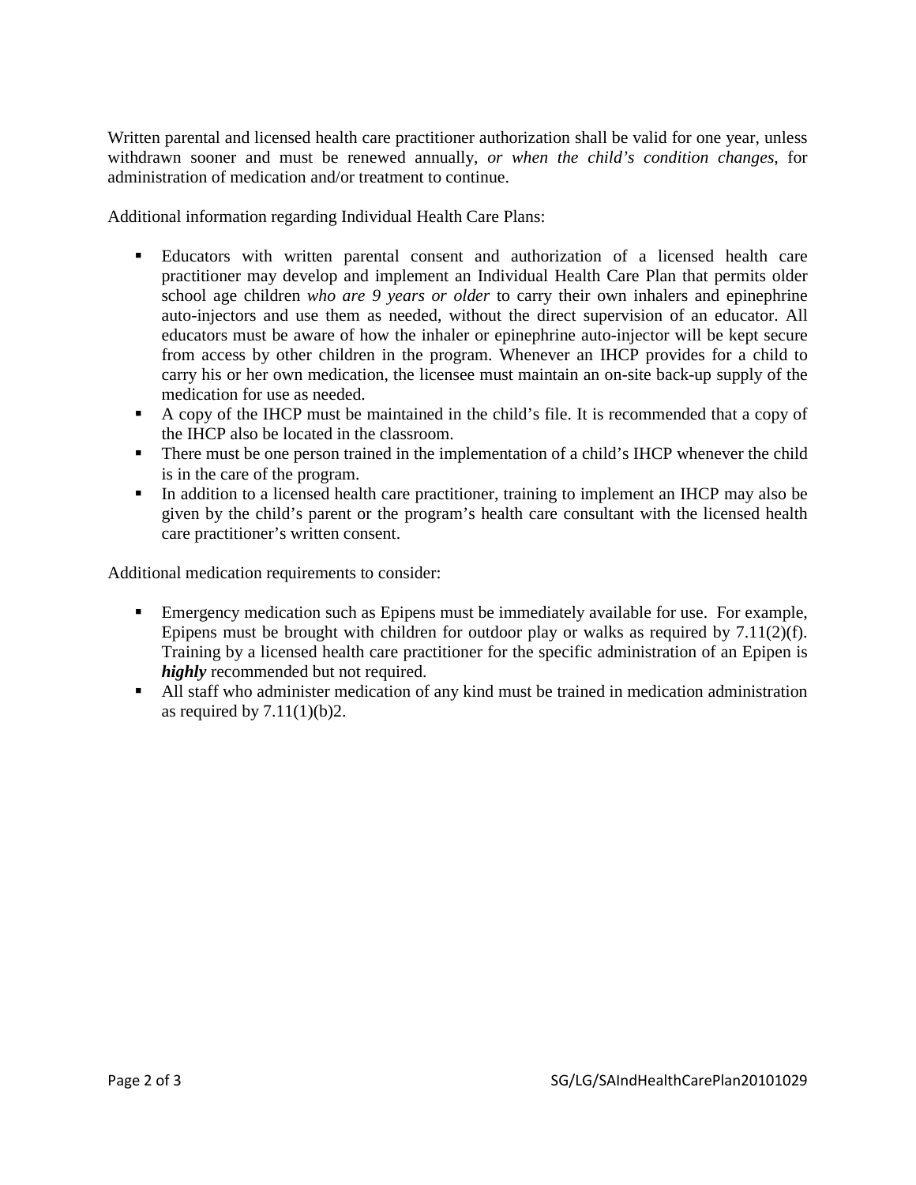Written parental and licensed health care practitioner authorization shall be valid for one year, unless withdrawn sooner and must be renewed annually, *or when the child's condition changes*, for administration of medication and/or treatment to continue.

Additional information regarding Individual Health Care Plans:

- Educators with written parental consent and authorization of a licensed health care practitioner may develop and implement an Individual Health Care Plan that permits older school age children *who are 9 years or older* to carry their own inhalers and epinephrine auto-injectors and use them as needed, without the direct supervision of an educator. All educators must be aware of how the inhaler or epinephrine auto-injector will be kept secure from access by other children in the program. Whenever an IHCP provides for a child to carry his or her own medication, the licensee must maintain an on-site back-up supply of the medication for use as needed.
- A copy of the IHCP must be maintained in the child's file. It is recommended that a copy of the IHCP also be located in the classroom.
- There must be one person trained in the implementation of a child's IHCP whenever the child is in the care of the program.
- In addition to a licensed health care practitioner, training to implement an IHCP may also be given by the child's parent or the program's health care consultant with the licensed health care practitioner's written consent.

Additional medication requirements to consider:

- Emergency medication such as Epipens must be immediately available for use. For example, Epipens must be brought with children for outdoor play or walks as required by 7.11(2)(f). Training by a licensed health care practitioner for the specific administration of an Epipen is ***highly*** recommended but not required.
- All staff who administer medication of any kind must be trained in medication administration as required by 7.11(1)(b)2.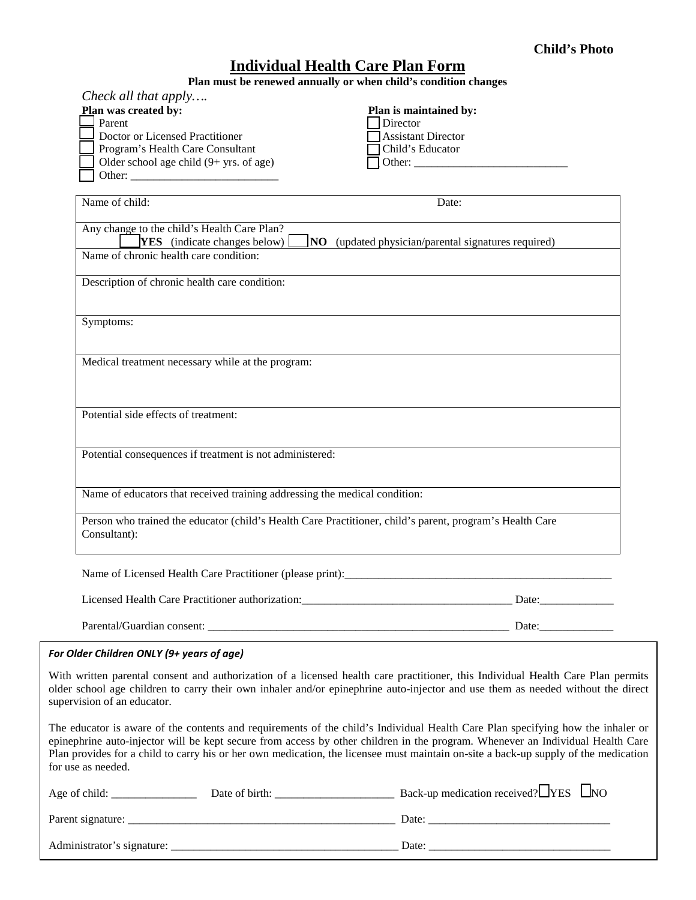**Child's Photo**

# Individual Health Care Plan Form

**Plan must be renewed annually or when child's condition changes**

*Check all that apply….*

**Plan was created by:**

- ☐ Parent
- ☐ Doctor or Licensed Practitioner
- ☐ Program's Health Care Consultant
- ☐ Older school age child (9+ yrs. of age)
- ☐ Other: ___________________________

**Plan is maintained by:**

- ☐ Director
- ☐ Assistant Director
- ☐ Child's Educator
- ☐ Other: ____________________________

| | |
|---|---|
| Name of child: | Date: |
| Any change to the child's Health Care Plan? ☐ **YES** (indicate changes below) ☐ **NO** (updated physician/parental signatures required) | |
| Name of chronic health care condition: | |
| Description of chronic health care condition: | |
| Symptoms: | |
| Medical treatment necessary while at the program: | |
| Potential side effects of treatment: | |
| Potential consequences if treatment is not administered: | |
| Name of educators that received training addressing the medical condition: | |
| Person who trained the educator (child's Health Care Practitioner, child's parent, program's Health Care Consultant): | |

Name of Licensed Health Care Practitioner (please print):_________________________________________________

Licensed Health Care Practitioner authorization:_____________________________________ Date:_____________

Parental/Guardian consent: ______________________________________________________ Date:_____________

***For Older Children ONLY (9+ years of age)***

With written parental consent and authorization of a licensed health care practitioner, this Individual Health Care Plan permits older school age children to carry their own inhaler and/or epinephrine auto-injector and use them as needed without the direct supervision of an educator.

The educator is aware of the contents and requirements of the child's Individual Health Care Plan specifying how the inhaler or epinephrine auto-injector will be kept secure from access by other children in the program. Whenever an Individual Health Care Plan provides for a child to carry his or her own medication, the licensee must maintain on-site a back-up supply of the medication for use as needed.

Age of child: _______________ Date of birth: _____________________ Back-up medication received? ☐YES ☐NO

Parent signature: __________________________________________________ Date: _________________________________

Administrator's signature: ________________________________________ Date: _________________________________